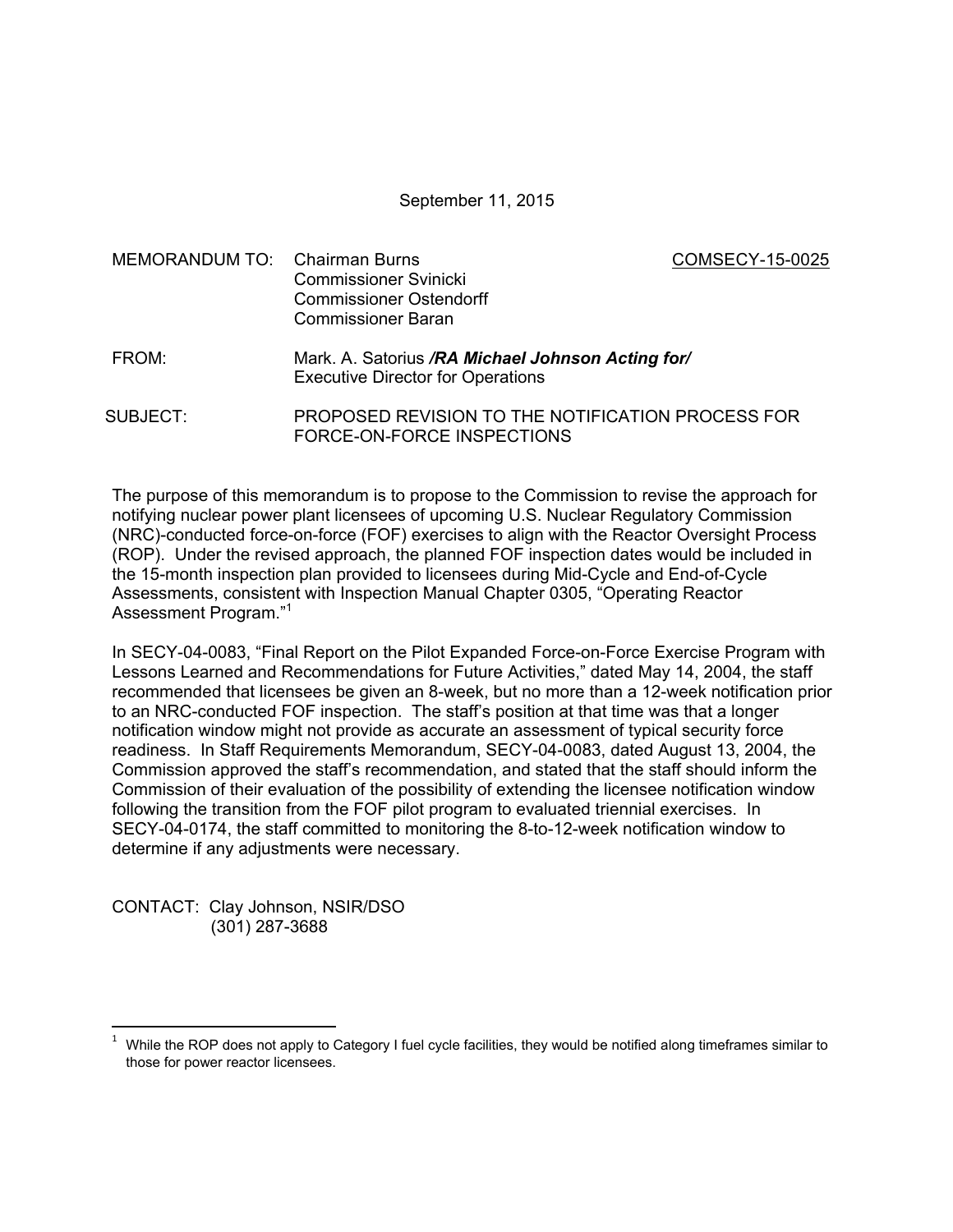September 11, 2015

MEMORANDUM TO: Chairman Burns  
Commissioner Svinicki  
Commissioner Ostendorff  
Commissioner Baran

COMSECY-15-0025

FROM: Mark. A. Satorius ***/RA Michael Johnson Acting for/***  
Executive Director for Operations

SUBJECT: PROPOSED REVISION TO THE NOTIFICATION PROCESS FOR FORCE-ON-FORCE INSPECTIONS

The purpose of this memorandum is to propose to the Commission to revise the approach for notifying nuclear power plant licensees of upcoming U.S. Nuclear Regulatory Commission (NRC)-conducted force-on-force (FOF) exercises to align with the Reactor Oversight Process (ROP). Under the revised approach, the planned FOF inspection dates would be included in the 15-month inspection plan provided to licensees during Mid-Cycle and End-of-Cycle Assessments, consistent with Inspection Manual Chapter 0305, "Operating Reactor Assessment Program."[1]

In SECY-04-0083, "Final Report on the Pilot Expanded Force-on-Force Exercise Program with Lessons Learned and Recommendations for Future Activities," dated May 14, 2004, the staff recommended that licensees be given an 8-week, but no more than a 12-week notification prior to an NRC-conducted FOF inspection. The staff's position at that time was that a longer notification window might not provide as accurate an assessment of typical security force readiness. In Staff Requirements Memorandum, SECY-04-0083, dated August 13, 2004, the Commission approved the staff's recommendation, and stated that the staff should inform the Commission of their evaluation of the possibility of extending the licensee notification window following the transition from the FOF pilot program to evaluated triennial exercises. In SECY-04-0174, the staff committed to monitoring the 8-to-12-week notification window to determine if any adjustments were necessary.

CONTACT: Clay Johnson, NSIR/DSO  
(301) 287-3688

[1] While the ROP does not apply to Category I fuel cycle facilities, they would be notified along timeframes similar to those for power reactor licensees.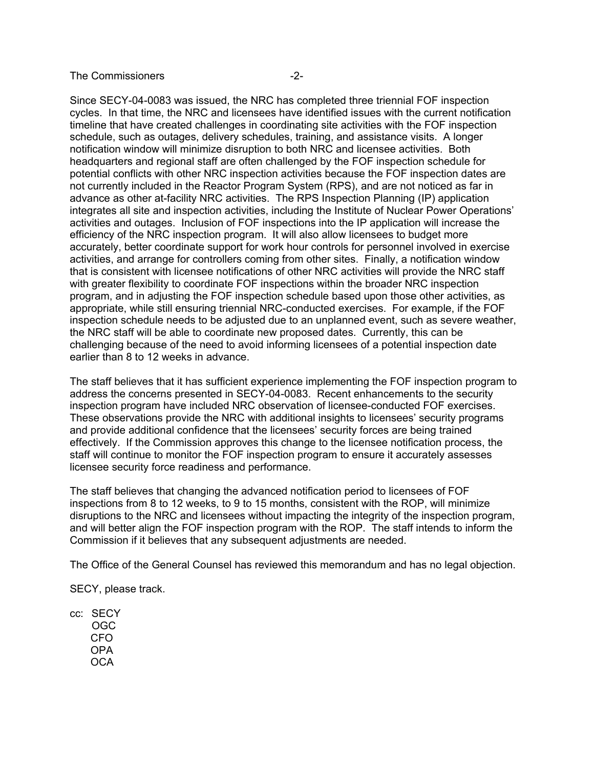Since SECY-04-0083 was issued, the NRC has completed three triennial FOF inspection cycles. In that time, the NRC and licensees have identified issues with the current notification timeline that have created challenges in coordinating site activities with the FOF inspection schedule, such as outages, delivery schedules, training, and assistance visits. A longer notification window will minimize disruption to both NRC and licensee activities. Both headquarters and regional staff are often challenged by the FOF inspection schedule for potential conflicts with other NRC inspection activities because the FOF inspection dates are not currently included in the Reactor Program System (RPS), and are not noticed as far in advance as other at-facility NRC activities. The RPS Inspection Planning (IP) application integrates all site and inspection activities, including the Institute of Nuclear Power Operations' activities and outages. Inclusion of FOF inspections into the IP application will increase the efficiency of the NRC inspection program. It will also allow licensees to budget more accurately, better coordinate support for work hour controls for personnel involved in exercise activities, and arrange for controllers coming from other sites. Finally, a notification window that is consistent with licensee notifications of other NRC activities will provide the NRC staff with greater flexibility to coordinate FOF inspections within the broader NRC inspection program, and in adjusting the FOF inspection schedule based upon those other activities, as appropriate, while still ensuring triennial NRC-conducted exercises. For example, if the FOF inspection schedule needs to be adjusted due to an unplanned event, such as severe weather, the NRC staff will be able to coordinate new proposed dates. Currently, this can be challenging because of the need to avoid informing licensees of a potential inspection date earlier than 8 to 12 weeks in advance.

The staff believes that it has sufficient experience implementing the FOF inspection program to address the concerns presented in SECY-04-0083. Recent enhancements to the security inspection program have included NRC observation of licensee-conducted FOF exercises. These observations provide the NRC with additional insights to licensees' security programs and provide additional confidence that the licensees' security forces are being trained effectively. If the Commission approves this change to the licensee notification process, the staff will continue to monitor the FOF inspection program to ensure it accurately assesses licensee security force readiness and performance.

The staff believes that changing the advanced notification period to licensees of FOF inspections from 8 to 12 weeks, to 9 to 15 months, consistent with the ROP, will minimize disruptions to the NRC and licensees without impacting the integrity of the inspection program, and will better align the FOF inspection program with the ROP. The staff intends to inform the Commission if it believes that any subsequent adjustments are needed.

The Office of the General Counsel has reviewed this memorandum and has no legal objection.

SECY, please track.

cc: SECY
OGC
CFO
OPA
OCA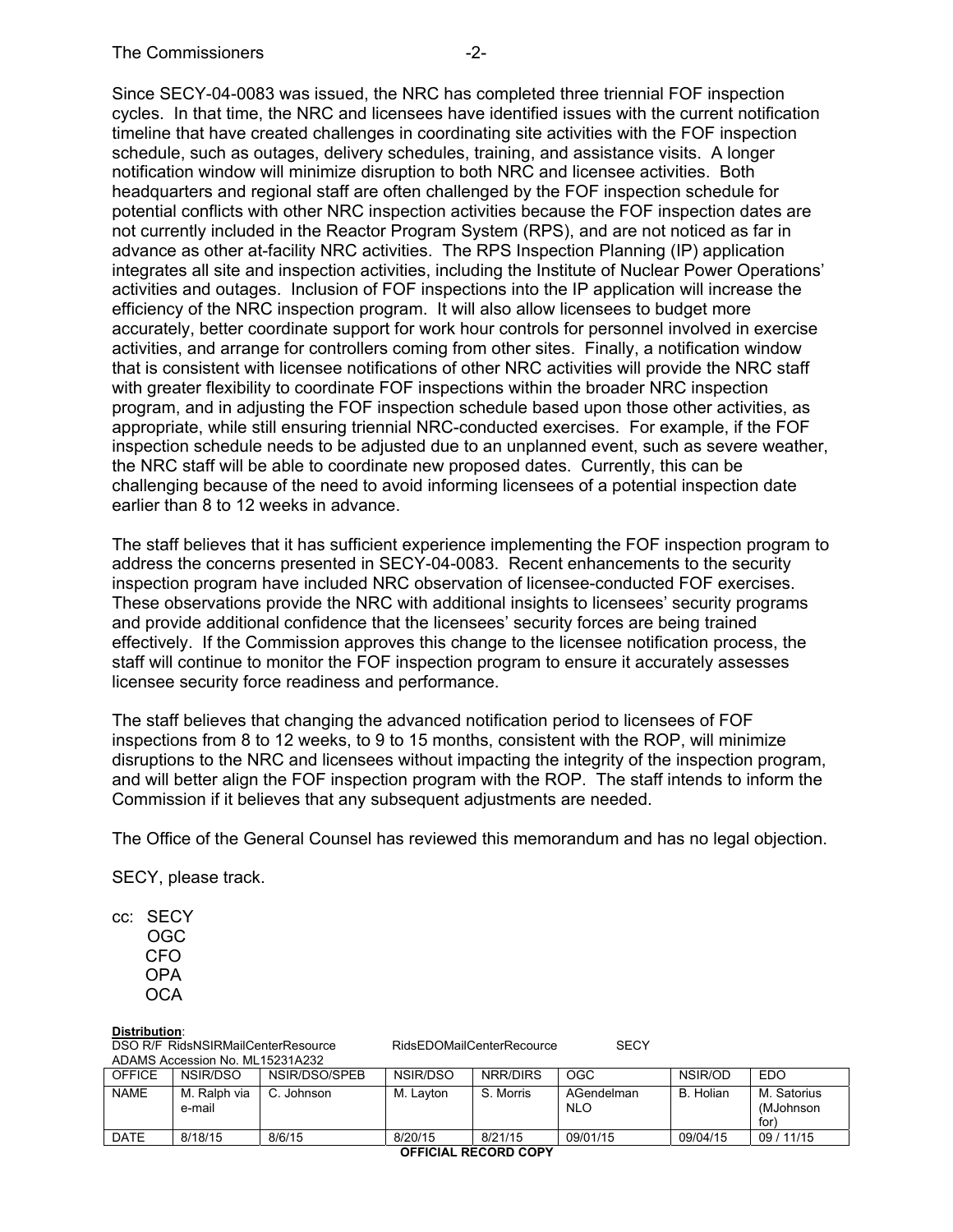Since SECY-04-0083 was issued, the NRC has completed three triennial FOF inspection cycles. In that time, the NRC and licensees have identified issues with the current notification timeline that have created challenges in coordinating site activities with the FOF inspection schedule, such as outages, delivery schedules, training, and assistance visits. A longer notification window will minimize disruption to both NRC and licensee activities. Both headquarters and regional staff are often challenged by the FOF inspection schedule for potential conflicts with other NRC inspection activities because the FOF inspection dates are not currently included in the Reactor Program System (RPS), and are not noticed as far in advance as other at-facility NRC activities. The RPS Inspection Planning (IP) application integrates all site and inspection activities, including the Institute of Nuclear Power Operations' activities and outages. Inclusion of FOF inspections into the IP application will increase the efficiency of the NRC inspection program. It will also allow licensees to budget more accurately, better coordinate support for work hour controls for personnel involved in exercise activities, and arrange for controllers coming from other sites. Finally, a notification window that is consistent with licensee notifications of other NRC activities will provide the NRC staff with greater flexibility to coordinate FOF inspections within the broader NRC inspection program, and in adjusting the FOF inspection schedule based upon those other activities, as appropriate, while still ensuring triennial NRC-conducted exercises. For example, if the FOF inspection schedule needs to be adjusted due to an unplanned event, such as severe weather, the NRC staff will be able to coordinate new proposed dates. Currently, this can be challenging because of the need to avoid informing licensees of a potential inspection date earlier than 8 to 12 weeks in advance.

The staff believes that it has sufficient experience implementing the FOF inspection program to address the concerns presented in SECY-04-0083. Recent enhancements to the security inspection program have included NRC observation of licensee-conducted FOF exercises. These observations provide the NRC with additional insights to licensees' security programs and provide additional confidence that the licensees' security forces are being trained effectively. If the Commission approves this change to the licensee notification process, the staff will continue to monitor the FOF inspection program to ensure it accurately assesses licensee security force readiness and performance.

The staff believes that changing the advanced notification period to licensees of FOF inspections from 8 to 12 weeks, to 9 to 15 months, consistent with the ROP, will minimize disruptions to the NRC and licensees without impacting the integrity of the inspection program, and will better align the FOF inspection program with the ROP. The staff intends to inform the Commission if it believes that any subsequent adjustments are needed.

The Office of the General Counsel has reviewed this memorandum and has no legal objection.

SECY, please track.

cc: SECY
OGC
CFO
OPA
OCA

**Distribution**:
DSO R/F RidsNSIRMailCenterResource RidsEDOMailCenterRecource SECY

ADAMS Accession No. ML15231A232

| OFFICE | NSIR/DSO | NSIR/DSO/SPEB | NSIR/DSO | NRR/DIRS | OGC | NSIR/OD | EDO |
|---|---|---|---|---|---|---|---|
| NAME | M. Ralph via e-mail | C. Johnson | M. Layton | S. Morris | AGendelman NLO | B. Holian | M. Satorius (MJohnson for) |
| DATE | 8/18/15 | 8/6/15 | 8/20/15 | 8/21/15 | 09/01/15 | 09/04/15 | 09 / 11/15 |

**OFFICIAL RECORD COPY**